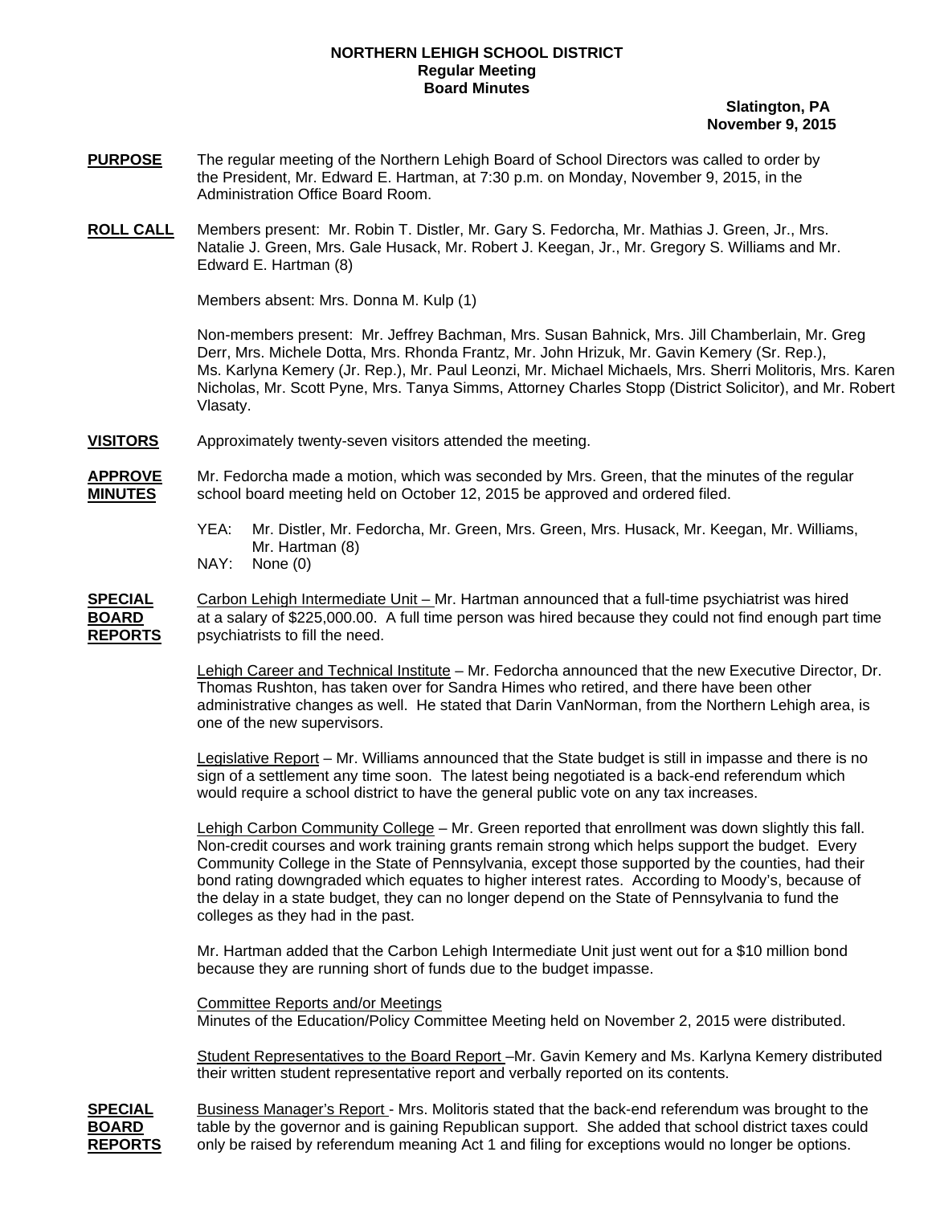**NORTHERN LEHIGH SCHOOL DISTRICT**
**Regular Meeting**
**Board Minutes**

**Slatington, PA**
**November 9, 2015**

**PURPOSE** The regular meeting of the Northern Lehigh Board of School Directors was called to order by the President, Mr. Edward E. Hartman, at 7:30 p.m. on Monday, November 9, 2015, in the Administration Office Board Room.

**ROLL CALL** Members present: Mr. Robin T. Distler, Mr. Gary S. Fedorcha, Mr. Mathias J. Green, Jr., Mrs. Natalie J. Green, Mrs. Gale Husack, Mr. Robert J. Keegan, Jr., Mr. Gregory S. Williams and Mr. Edward E. Hartman (8)

Members absent: Mrs. Donna M. Kulp (1)

Non-members present: Mr. Jeffrey Bachman, Mrs. Susan Bahnick, Mrs. Jill Chamberlain, Mr. Greg Derr, Mrs. Michele Dotta, Mrs. Rhonda Frantz, Mr. John Hrizuk, Mr. Gavin Kemery (Sr. Rep.), Ms. Karlyna Kemery (Jr. Rep.), Mr. Paul Leonzi, Mr. Michael Michaels, Mrs. Sherri Molitoris, Mrs. Karen Nicholas, Mr. Scott Pyne, Mrs. Tanya Simms, Attorney Charles Stopp (District Solicitor), and Mr. Robert Vlasaty.

**VISITORS** Approximately twenty-seven visitors attended the meeting.

**APPROVE MINUTES** Mr. Fedorcha made a motion, which was seconded by Mrs. Green, that the minutes of the regular school board meeting held on October 12, 2015 be approved and ordered filed.

YEA: Mr. Distler, Mr. Fedorcha, Mr. Green, Mrs. Green, Mrs. Husack, Mr. Keegan, Mr. Williams, Mr. Hartman (8)
NAY: None (0)

**SPECIAL BOARD REPORTS** Carbon Lehigh Intermediate Unit – Mr. Hartman announced that a full-time psychiatrist was hired at a salary of $225,000.00. A full time person was hired because they could not find enough part time psychiatrists to fill the need.

Lehigh Career and Technical Institute – Mr. Fedorcha announced that the new Executive Director, Dr. Thomas Rushton, has taken over for Sandra Himes who retired, and there have been other administrative changes as well. He stated that Darin VanNorman, from the Northern Lehigh area, is one of the new supervisors.

Legislative Report – Mr. Williams announced that the State budget is still in impasse and there is no sign of a settlement any time soon. The latest being negotiated is a back-end referendum which would require a school district to have the general public vote on any tax increases.

Lehigh Carbon Community College – Mr. Green reported that enrollment was down slightly this fall. Non-credit courses and work training grants remain strong which helps support the budget. Every Community College in the State of Pennsylvania, except those supported by the counties, had their bond rating downgraded which equates to higher interest rates. According to Moody's, because of the delay in a state budget, they can no longer depend on the State of Pennsylvania to fund the colleges as they had in the past.

Mr. Hartman added that the Carbon Lehigh Intermediate Unit just went out for a $10 million bond because they are running short of funds due to the budget impasse.

Committee Reports and/or Meetings
Minutes of the Education/Policy Committee Meeting held on November 2, 2015 were distributed.

Student Representatives to the Board Report –Mr. Gavin Kemery and Ms. Karlyna Kemery distributed their written student representative report and verbally reported on its contents.

**SPECIAL BOARD REPORTS** Business Manager's Report - Mrs. Molitoris stated that the back-end referendum was brought to the table by the governor and is gaining Republican support. She added that school district taxes could only be raised by referendum meaning Act 1 and filing for exceptions would no longer be options.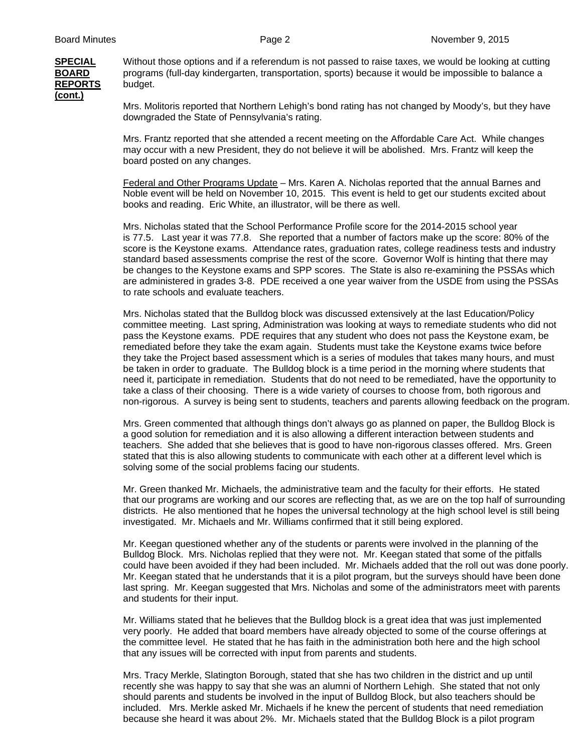**SPECIAL BOARD REPORTS (cont.)**

Without those options and if a referendum is not passed to raise taxes, we would be looking at cutting programs (full-day kindergarten, transportation, sports) because it would be impossible to balance a budget.

Mrs. Molitoris reported that Northern Lehigh's bond rating has not changed by Moody's, but they have downgraded the State of Pennsylvania's rating.

Mrs. Frantz reported that she attended a recent meeting on the Affordable Care Act. While changes may occur with a new President, they do not believe it will be abolished. Mrs. Frantz will keep the board posted on any changes.

Federal and Other Programs Update – Mrs. Karen A. Nicholas reported that the annual Barnes and Noble event will be held on November 10, 2015. This event is held to get our students excited about books and reading. Eric White, an illustrator, will be there as well.

Mrs. Nicholas stated that the School Performance Profile score for the 2014-2015 school year is 77.5. Last year it was 77.8. She reported that a number of factors make up the score: 80% of the score is the Keystone exams. Attendance rates, graduation rates, college readiness tests and industry standard based assessments comprise the rest of the score. Governor Wolf is hinting that there may be changes to the Keystone exams and SPP scores. The State is also re-examining the PSSAs which are administered in grades 3-8. PDE received a one year waiver from the USDE from using the PSSAs to rate schools and evaluate teachers.

Mrs. Nicholas stated that the Bulldog block was discussed extensively at the last Education/Policy committee meeting. Last spring, Administration was looking at ways to remediate students who did not pass the Keystone exams. PDE requires that any student who does not pass the Keystone exam, be remediated before they take the exam again. Students must take the Keystone exams twice before they take the Project based assessment which is a series of modules that takes many hours, and must be taken in order to graduate. The Bulldog block is a time period in the morning where students that need it, participate in remediation. Students that do not need to be remediated, have the opportunity to take a class of their choosing. There is a wide variety of courses to choose from, both rigorous and non-rigorous. A survey is being sent to students, teachers and parents allowing feedback on the program.

Mrs. Green commented that although things don't always go as planned on paper, the Bulldog Block is a good solution for remediation and it is also allowing a different interaction between students and teachers. She added that she believes that is good to have non-rigorous classes offered. Mrs. Green stated that this is also allowing students to communicate with each other at a different level which is solving some of the social problems facing our students.

Mr. Green thanked Mr. Michaels, the administrative team and the faculty for their efforts. He stated that our programs are working and our scores are reflecting that, as we are on the top half of surrounding districts. He also mentioned that he hopes the universal technology at the high school level is still being investigated. Mr. Michaels and Mr. Williams confirmed that it still being explored.

Mr. Keegan questioned whether any of the students or parents were involved in the planning of the Bulldog Block. Mrs. Nicholas replied that they were not. Mr. Keegan stated that some of the pitfalls could have been avoided if they had been included. Mr. Michaels added that the roll out was done poorly. Mr. Keegan stated that he understands that it is a pilot program, but the surveys should have been done last spring. Mr. Keegan suggested that Mrs. Nicholas and some of the administrators meet with parents and students for their input.

Mr. Williams stated that he believes that the Bulldog block is a great idea that was just implemented very poorly. He added that board members have already objected to some of the course offerings at the committee level. He stated that he has faith in the administration both here and the high school that any issues will be corrected with input from parents and students.

Mrs. Tracy Merkle, Slatington Borough, stated that she has two children in the district and up until recently she was happy to say that she was an alumni of Northern Lehigh. She stated that not only should parents and students be involved in the input of Bulldog Block, but also teachers should be included. Mrs. Merkle asked Mr. Michaels if he knew the percent of students that need remediation because she heard it was about 2%. Mr. Michaels stated that the Bulldog Block is a pilot program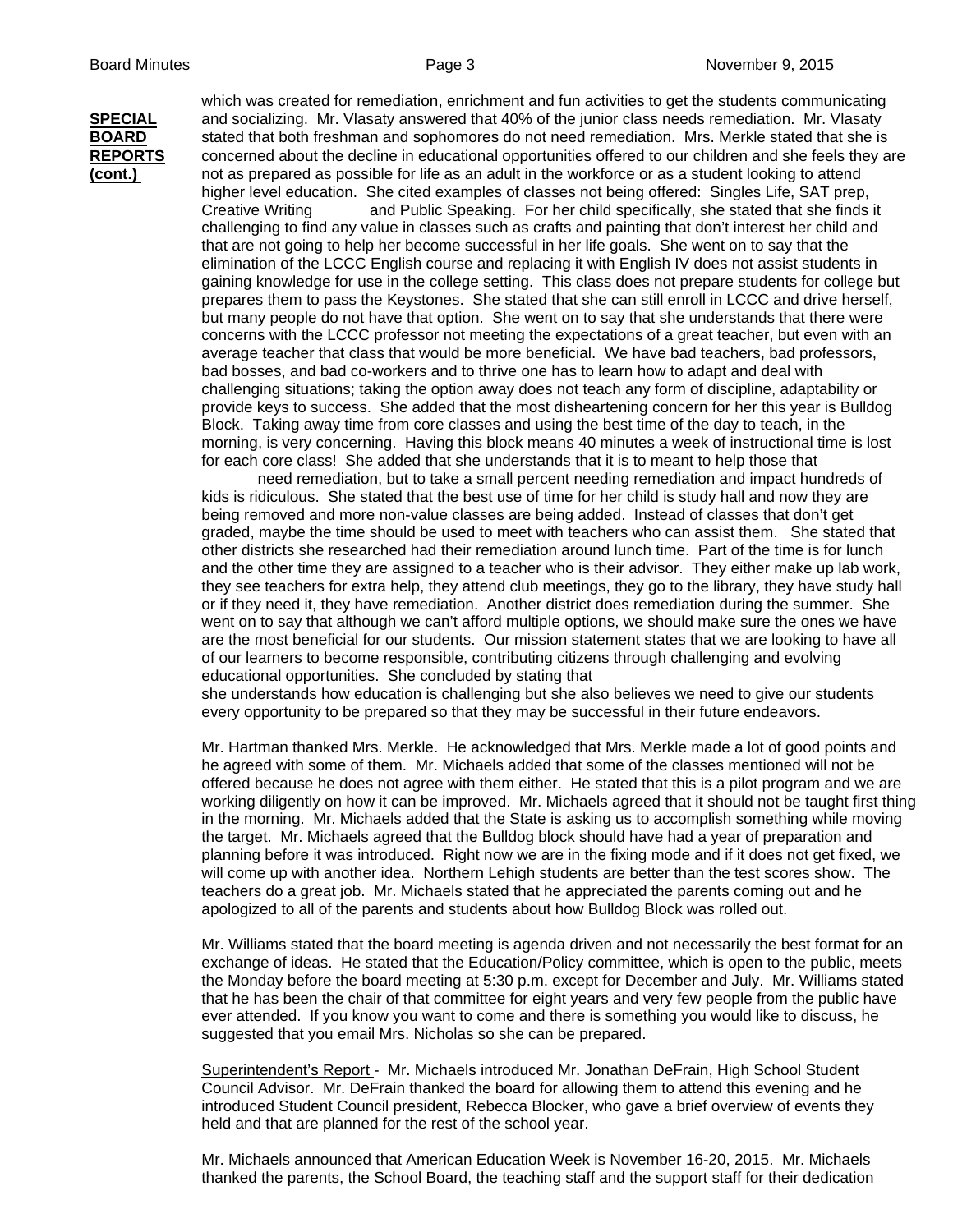**SPECIAL BOARD REPORTS (cont.)**

which was created for remediation, enrichment and fun activities to get the students communicating and socializing. Mr. Vlasaty answered that 40% of the junior class needs remediation. Mr. Vlasaty stated that both freshman and sophomores do not need remediation. Mrs. Merkle stated that she is concerned about the decline in educational opportunities offered to our children and she feels they are not as prepared as possible for life as an adult in the workforce or as a student looking to attend higher level education. She cited examples of classes not being offered: Singles Life, SAT prep, Creative Writing and Public Speaking. For her child specifically, she stated that she finds it challenging to find any value in classes such as crafts and painting that don't interest her child and that are not going to help her become successful in her life goals. She went on to say that the elimination of the LCCC English course and replacing it with English IV does not assist students in gaining knowledge for use in the college setting. This class does not prepare students for college but prepares them to pass the Keystones. She stated that she can still enroll in LCCC and drive herself, but many people do not have that option. She went on to say that she understands that there were concerns with the LCCC professor not meeting the expectations of a great teacher, but even with an average teacher that class that would be more beneficial. We have bad teachers, bad professors, bad bosses, and bad co-workers and to thrive one has to learn how to adapt and deal with challenging situations; taking the option away does not teach any form of discipline, adaptability or provide keys to success. She added that the most disheartening concern for her this year is Bulldog Block. Taking away time from core classes and using the best time of the day to teach, in the morning, is very concerning. Having this block means 40 minutes a week of instructional time is lost for each core class! She added that she understands that it is to meant to help those that need remediation, but to take a small percent needing remediation and impact hundreds of kids is ridiculous. She stated that the best use of time for her child is study hall and now they are being removed and more non-value classes are being added. Instead of classes that don't get graded, maybe the time should be used to meet with teachers who can assist them. She stated that other districts she researched had their remediation around lunch time. Part of the time is for lunch and the other time they are assigned to a teacher who is their advisor. They either make up lab work, they see teachers for extra help, they attend club meetings, they go to the library, they have study hall or if they need it, they have remediation. Another district does remediation during the summer. She went on to say that although we can't afford multiple options, we should make sure the ones we have are the most beneficial for our students. Our mission statement states that we are looking to have all of our learners to become responsible, contributing citizens through challenging and evolving educational opportunities. She concluded by stating that she understands how education is challenging but she also believes we need to give our students every opportunity to be prepared so that they may be successful in their future endeavors.

Mr. Hartman thanked Mrs. Merkle. He acknowledged that Mrs. Merkle made a lot of good points and he agreed with some of them. Mr. Michaels added that some of the classes mentioned will not be offered because he does not agree with them either. He stated that this is a pilot program and we are working diligently on how it can be improved. Mr. Michaels agreed that it should not be taught first thing in the morning. Mr. Michaels added that the State is asking us to accomplish something while moving the target. Mr. Michaels agreed that the Bulldog block should have had a year of preparation and planning before it was introduced. Right now we are in the fixing mode and if it does not get fixed, we will come up with another idea. Northern Lehigh students are better than the test scores show. The teachers do a great job. Mr. Michaels stated that he appreciated the parents coming out and he apologized to all of the parents and students about how Bulldog Block was rolled out.

Mr. Williams stated that the board meeting is agenda driven and not necessarily the best format for an exchange of ideas. He stated that the Education/Policy committee, which is open to the public, meets the Monday before the board meeting at 5:30 p.m. except for December and July. Mr. Williams stated that he has been the chair of that committee for eight years and very few people from the public have ever attended. If you know you want to come and there is something you would like to discuss, he suggested that you email Mrs. Nicholas so she can be prepared.

Superintendent's Report - Mr. Michaels introduced Mr. Jonathan DeFrain, High School Student Council Advisor. Mr. DeFrain thanked the board for allowing them to attend this evening and he introduced Student Council president, Rebecca Blocker, who gave a brief overview of events they held and that are planned for the rest of the school year.

Mr. Michaels announced that American Education Week is November 16-20, 2015. Mr. Michaels thanked the parents, the School Board, the teaching staff and the support staff for their dedication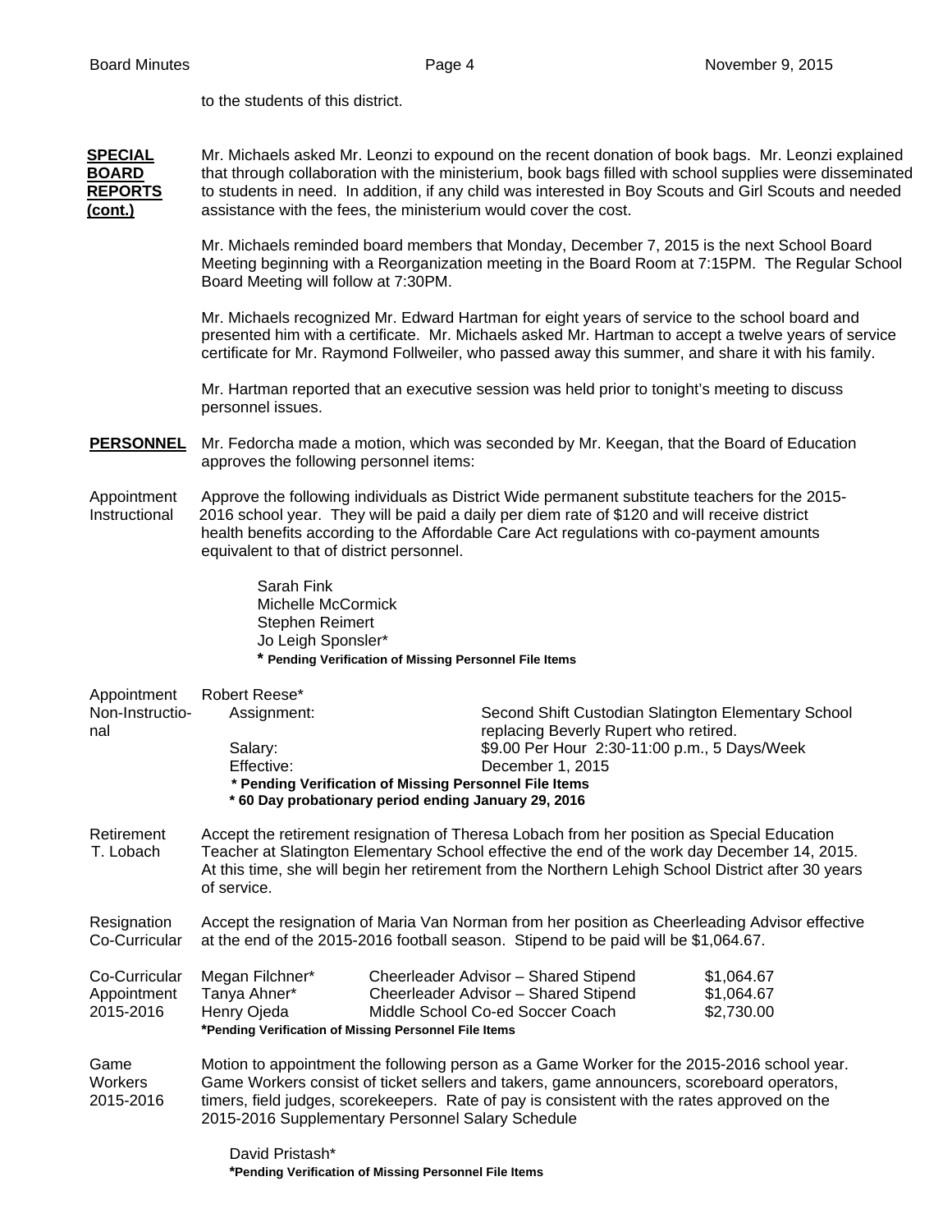to the students of this district.

**SPECIAL BOARD REPORTS (cont.)**

Mr. Michaels asked Mr. Leonzi to expound on the recent donation of book bags. Mr. Leonzi explained that through collaboration with the ministerium, book bags filled with school supplies were disseminated to students in need. In addition, if any child was interested in Boy Scouts and Girl Scouts and needed assistance with the fees, the ministerium would cover the cost.

Mr. Michaels reminded board members that Monday, December 7, 2015 is the next School Board Meeting beginning with a Reorganization meeting in the Board Room at 7:15PM. The Regular School Board Meeting will follow at 7:30PM.

Mr. Michaels recognized Mr. Edward Hartman for eight years of service to the school board and presented him with a certificate. Mr. Michaels asked Mr. Hartman to accept a twelve years of service certificate for Mr. Raymond Follweiler, who passed away this summer, and share it with his family.

Mr. Hartman reported that an executive session was held prior to tonight's meeting to discuss personnel issues.

**PERSONNEL**

Mr. Fedorcha made a motion, which was seconded by Mr. Keegan, that the Board of Education approves the following personnel items:

Appointment Instructional

Approve the following individuals as District Wide permanent substitute teachers for the 2015-2016 school year. They will be paid a daily per diem rate of $120 and will receive district health benefits according to the Affordable Care Act regulations with co-payment amounts equivalent to that of district personnel.

Sarah Fink
Michelle McCormick
Stephen Reimert
Jo Leigh Sponsler*
**\* Pending Verification of Missing Personnel File Items**

Appointment Non-Instructional

Robert Reese*

| | |
|---|---|
| Assignment: | Second Shift Custodian Slatington Elementary School replacing Beverly Rupert who retired. |
| Salary: | $9.00 Per Hour 2:30-11:00 p.m., 5 Days/Week |
| Effective: | December 1, 2015 |

**\* Pending Verification of Missing Personnel File Items**
**\* 60 Day probationary period ending January 29, 2016**

Retirement T. Lobach

Accept the retirement resignation of Theresa Lobach from her position as Special Education Teacher at Slatington Elementary School effective the end of the work day December 14, 2015. At this time, she will begin her retirement from the Northern Lehigh School District after 30 years of service.

Resignation Co-Curricular

Accept the resignation of Maria Van Norman from her position as Cheerleading Advisor effective at the end of the 2015-2016 football season. Stipend to be paid will be $1,064.67.

Co-Curricular Appointment 2015-2016

| | | |
|---|---|---|
| Megan Filchner* | Cheerleader Advisor – Shared Stipend | $1,064.67 |
| Tanya Ahner* | Cheerleader Advisor – Shared Stipend | $1,064.67 |
| Henry Ojeda | Middle School Co-ed Soccer Coach | $2,730.00 |

**\*Pending Verification of Missing Personnel File Items**

Game Workers 2015-2016

Motion to appointment the following person as a Game Worker for the 2015-2016 school year. Game Workers consist of ticket sellers and takers, game announcers, scoreboard operators, timers, field judges, scorekeepers. Rate of pay is consistent with the rates approved on the 2015-2016 Supplementary Personnel Salary Schedule

David Pristash*
**\*Pending Verification of Missing Personnel File Items**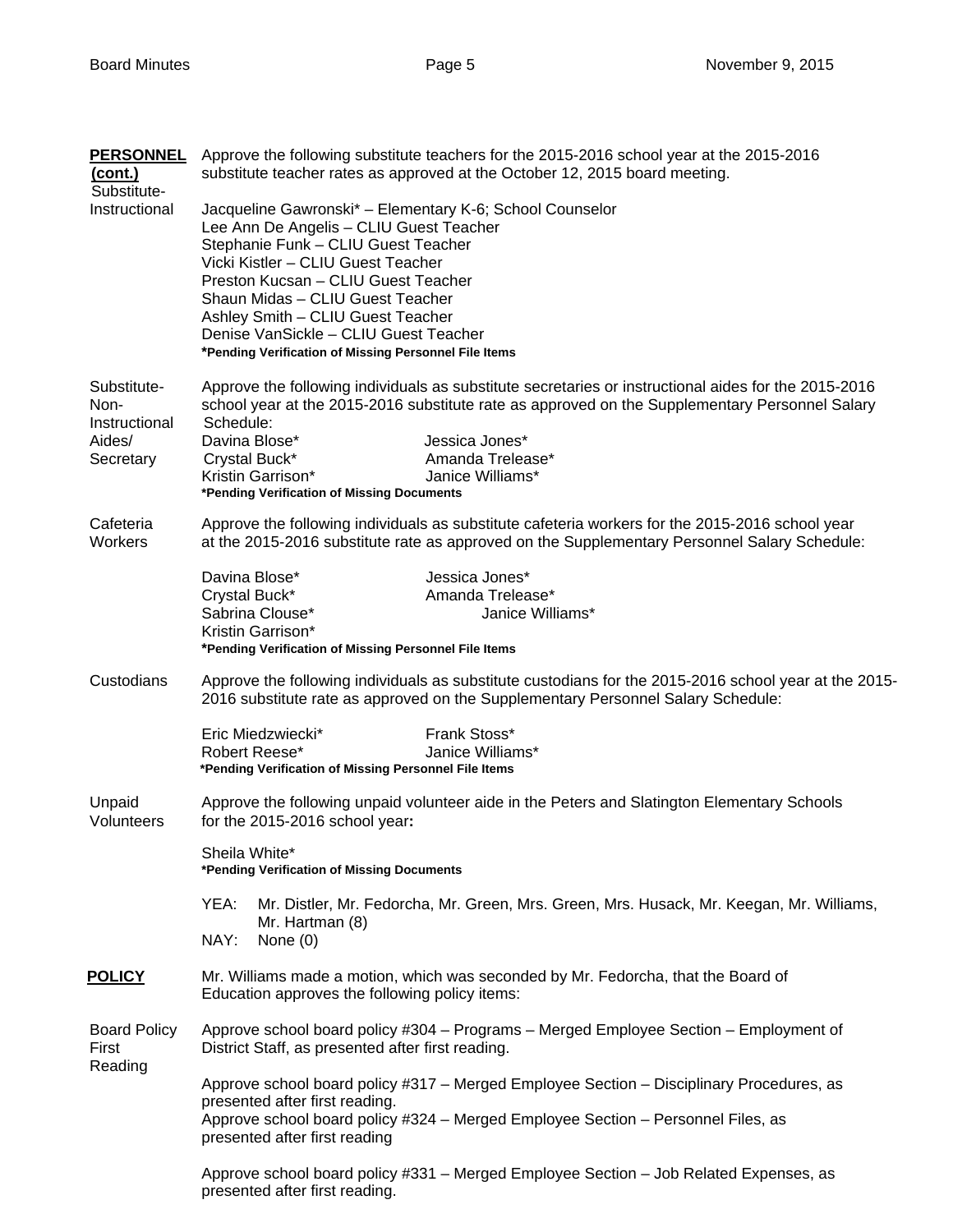**PERSONNEL (cont.)**

**Substitute-Instructional**

Approve the following substitute teachers for the 2015-2016 school year at the 2015-2016 substitute teacher rates as approved at the October 12, 2015 board meeting.

Jacqueline Gawronski* – Elementary K-6; School Counselor
Lee Ann De Angelis – CLIU Guest Teacher
Stephanie Funk – CLIU Guest Teacher
Vicki Kistler – CLIU Guest Teacher
Preston Kucsan – CLIU Guest Teacher
Shaun Midas – CLIU Guest Teacher
Ashley Smith – CLIU Guest Teacher
Denise VanSickle – CLIU Guest Teacher
**\*Pending Verification of Missing Personnel File Items**

**Substitute-Non-Instructional Aides/ Secretary**

Approve the following individuals as substitute secretaries or instructional aides for the 2015-2016 school year at the 2015-2016 substitute rate as approved on the Supplementary Personnel Salary Schedule:

Davina Blose* Jessica Jones*
Crystal Buck* Amanda Trelease*
Kristin Garrison* Janice Williams*
**\*Pending Verification of Missing Documents**

**Cafeteria Workers**

Approve the following individuals as substitute cafeteria workers for the 2015-2016 school year at the 2015-2016 substitute rate as approved on the Supplementary Personnel Salary Schedule:

Davina Blose* Jessica Jones*
Crystal Buck* Amanda Trelease*
Sabrina Clouse* Janice Williams*
Kristin Garrison*
**\*Pending Verification of Missing Personnel File Items**

**Custodians**

Approve the following individuals as substitute custodians for the 2015-2016 school year at the 2015-2016 substitute rate as approved on the Supplementary Personnel Salary Schedule:

Eric Miedzwiecki* Frank Stoss*
Robert Reese* Janice Williams*
**\*Pending Verification of Missing Personnel File Items**

**Unpaid Volunteers**

Approve the following unpaid volunteer aide in the Peters and Slatington Elementary Schools for the 2015-2016 school year:

Sheila White*
**\*Pending Verification of Missing Documents**

YEA: Mr. Distler, Mr. Fedorcha, Mr. Green, Mrs. Green, Mrs. Husack, Mr. Keegan, Mr. Williams, Mr. Hartman (8)
NAY: None (0)

**POLICY**

Mr. Williams made a motion, which was seconded by Mr. Fedorcha, that the Board of Education approves the following policy items:

**Board Policy First Reading**

Approve school board policy #304 – Programs – Merged Employee Section – Employment of District Staff, as presented after first reading.

Approve school board policy #317 – Merged Employee Section – Disciplinary Procedures, as presented after first reading.
Approve school board policy #324 – Merged Employee Section – Personnel Files, as presented after first reading

Approve school board policy #331 – Merged Employee Section – Job Related Expenses, as presented after first reading.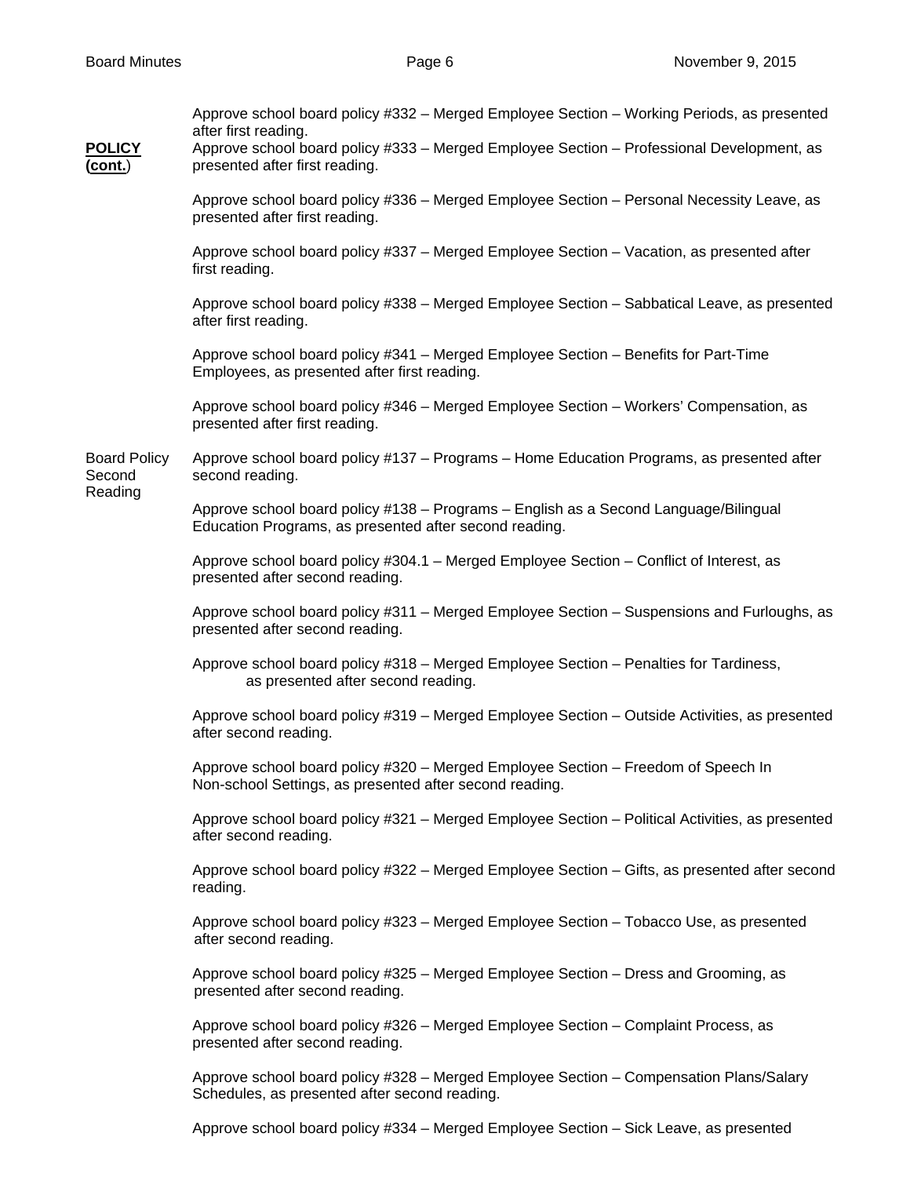Approve school board policy #332 – Merged Employee Section – Working Periods, as presented after first reading.

**POLICY (cont.)**

Approve school board policy #333 – Merged Employee Section – Professional Development, as presented after first reading.

Approve school board policy #336 – Merged Employee Section – Personal Necessity Leave, as presented after first reading.

Approve school board policy #337 – Merged Employee Section – Vacation, as presented after first reading.

Approve school board policy #338 – Merged Employee Section – Sabbatical Leave, as presented after first reading.

Approve school board policy #341 – Merged Employee Section – Benefits for Part-Time Employees, as presented after first reading.

Approve school board policy #346 – Merged Employee Section – Workers' Compensation, as presented after first reading.

Board Policy Second Reading

Approve school board policy #137 – Programs – Home Education Programs, as presented after second reading.

Approve school board policy #138 – Programs – English as a Second Language/Bilingual Education Programs, as presented after second reading.

Approve school board policy #304.1 – Merged Employee Section – Conflict of Interest, as presented after second reading.

Approve school board policy #311 – Merged Employee Section – Suspensions and Furloughs, as presented after second reading.

Approve school board policy #318 – Merged Employee Section – Penalties for Tardiness, as presented after second reading.

Approve school board policy #319 – Merged Employee Section – Outside Activities, as presented after second reading.

Approve school board policy #320 – Merged Employee Section – Freedom of Speech In Non-school Settings, as presented after second reading.

Approve school board policy #321 – Merged Employee Section – Political Activities, as presented after second reading.

Approve school board policy #322 – Merged Employee Section – Gifts, as presented after second reading.

Approve school board policy #323 – Merged Employee Section – Tobacco Use, as presented after second reading.

Approve school board policy #325 – Merged Employee Section – Dress and Grooming, as presented after second reading.

Approve school board policy #326 – Merged Employee Section – Complaint Process, as presented after second reading.

Approve school board policy #328 – Merged Employee Section – Compensation Plans/Salary Schedules, as presented after second reading.

Approve school board policy #334 – Merged Employee Section – Sick Leave, as presented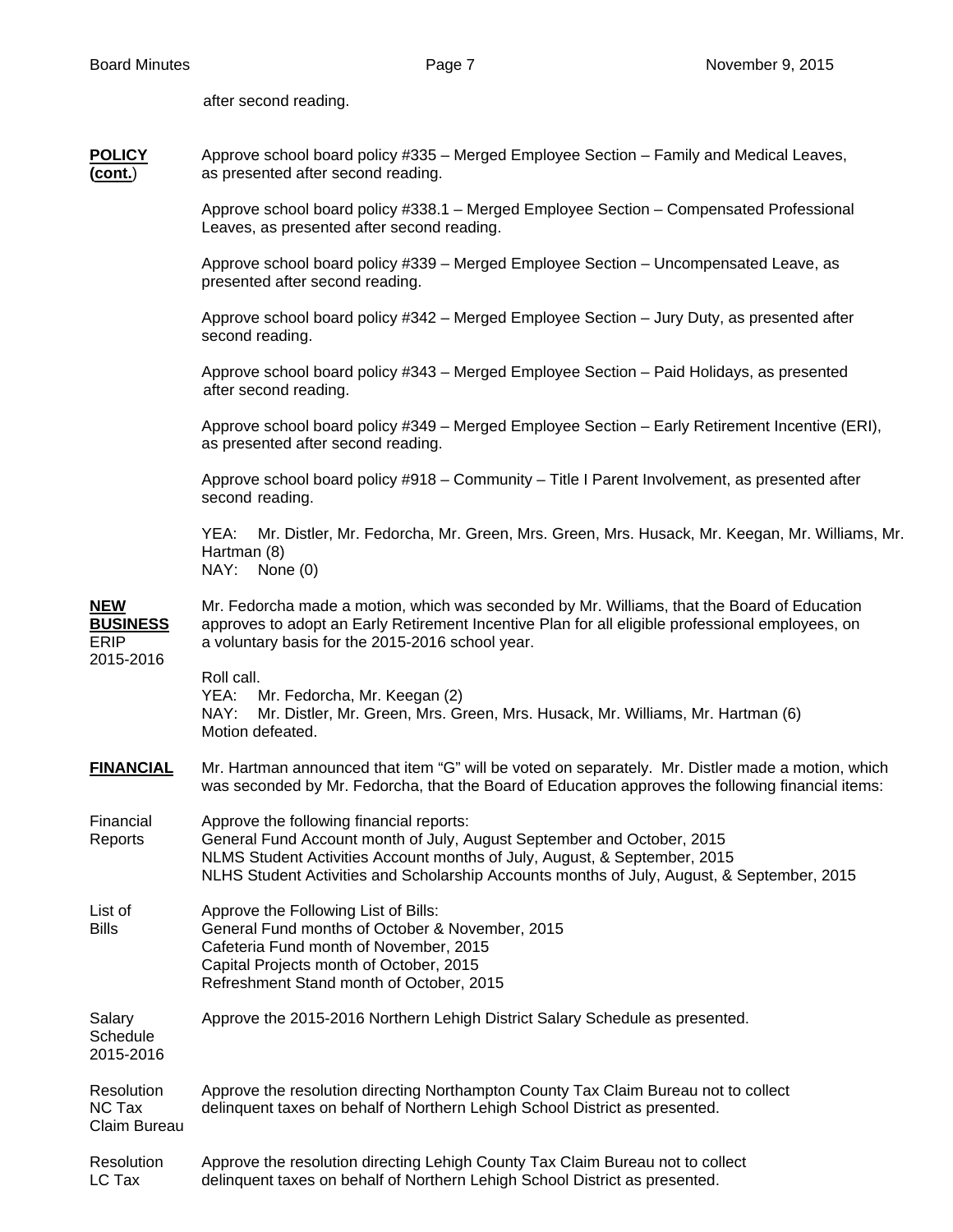after second reading.

**POLICY (cont.)**

Approve school board policy #335 – Merged Employee Section – Family and Medical Leaves, as presented after second reading.

Approve school board policy #338.1 – Merged Employee Section – Compensated Professional Leaves, as presented after second reading.

Approve school board policy #339 – Merged Employee Section – Uncompensated Leave, as presented after second reading.

Approve school board policy #342 – Merged Employee Section – Jury Duty, as presented after second reading.

Approve school board policy #343 – Merged Employee Section – Paid Holidays, as presented after second reading.

Approve school board policy #349 – Merged Employee Section – Early Retirement Incentive (ERI), as presented after second reading.

Approve school board policy #918 – Community – Title I Parent Involvement, as presented after second reading.

YEA: Mr. Distler, Mr. Fedorcha, Mr. Green, Mrs. Green, Mrs. Husack, Mr. Keegan, Mr. Williams, Mr. Hartman (8)
NAY: None (0)

**NEW BUSINESS**

ERIP 2015-2016

Mr. Fedorcha made a motion, which was seconded by Mr. Williams, that the Board of Education approves to adopt an Early Retirement Incentive Plan for all eligible professional employees, on a voluntary basis for the 2015-2016 school year.

Roll call.
YEA: Mr. Fedorcha, Mr. Keegan (2)
NAY: Mr. Distler, Mr. Green, Mrs. Green, Mrs. Husack, Mr. Williams, Mr. Hartman (6)
Motion defeated.

**FINANCIAL**

Mr. Hartman announced that item "G" will be voted on separately. Mr. Distler made a motion, which was seconded by Mr. Fedorcha, that the Board of Education approves the following financial items:

Financial Reports

Approve the following financial reports:
General Fund Account month of July, August September and October, 2015
NLMS Student Activities Account months of July, August, & September, 2015
NLHS Student Activities and Scholarship Accounts months of July, August, & September, 2015

List of Bills

Approve the Following List of Bills:
General Fund months of October & November, 2015
Cafeteria Fund month of November, 2015
Capital Projects month of October, 2015
Refreshment Stand month of October, 2015

Salary Schedule 2015-2016

Approve the 2015-2016 Northern Lehigh District Salary Schedule as presented.

Resolution NC Tax Claim Bureau

Approve the resolution directing Northampton County Tax Claim Bureau not to collect delinquent taxes on behalf of Northern Lehigh School District as presented.

Resolution LC Tax

Approve the resolution directing Lehigh County Tax Claim Bureau not to collect delinquent taxes on behalf of Northern Lehigh School District as presented.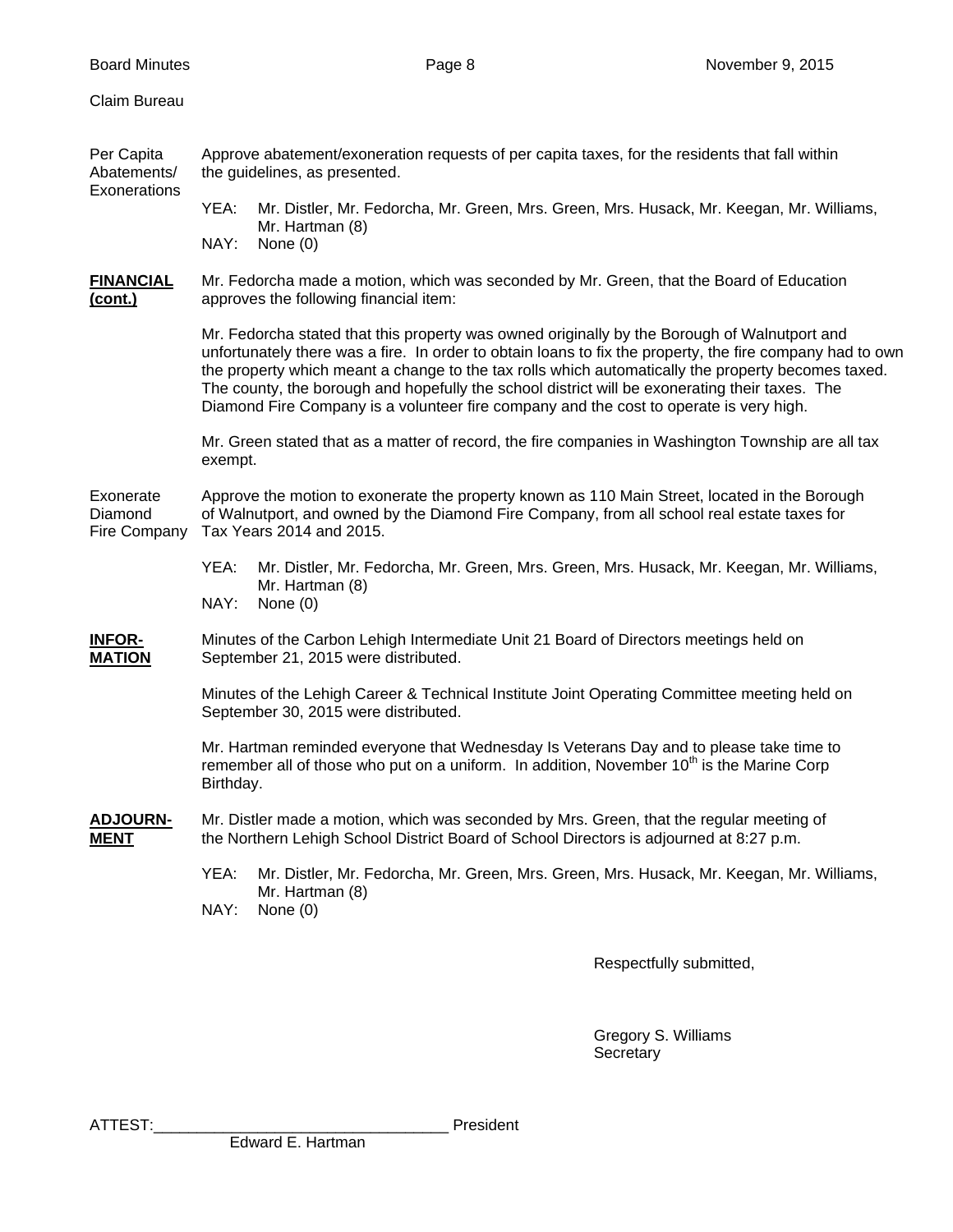Claim Bureau

Per Capita Abatements/ Exonerations

Approve abatement/exoneration requests of per capita taxes, for the residents that fall within the guidelines, as presented.

YEA: Mr. Distler, Mr. Fedorcha, Mr. Green, Mrs. Green, Mrs. Husack, Mr. Keegan, Mr. Williams, Mr. Hartman (8)
NAY: None (0)

**FINANCIAL (cont.)**

Mr. Fedorcha made a motion, which was seconded by Mr. Green, that the Board of Education approves the following financial item:

Mr. Fedorcha stated that this property was owned originally by the Borough of Walnutport and unfortunately there was a fire. In order to obtain loans to fix the property, the fire company had to own the property which meant a change to the tax rolls which automatically the property becomes taxed. The county, the borough and hopefully the school district will be exonerating their taxes. The Diamond Fire Company is a volunteer fire company and the cost to operate is very high.

Mr. Green stated that as a matter of record, the fire companies in Washington Township are all tax exempt.

Exonerate Diamond Fire Company

Approve the motion to exonerate the property known as 110 Main Street, located in the Borough of Walnutport, and owned by the Diamond Fire Company, from all school real estate taxes for Tax Years 2014 and 2015.

YEA: Mr. Distler, Mr. Fedorcha, Mr. Green, Mrs. Green, Mrs. Husack, Mr. Keegan, Mr. Williams, Mr. Hartman (8)
NAY: None (0)

**INFORMATION**

Minutes of the Carbon Lehigh Intermediate Unit 21 Board of Directors meetings held on September 21, 2015 were distributed.

Minutes of the Lehigh Career & Technical Institute Joint Operating Committee meeting held on September 30, 2015 were distributed.

Mr. Hartman reminded everyone that Wednesday Is Veterans Day and to please take time to remember all of those who put on a uniform. In addition, November 10th is the Marine Corp Birthday.

**ADJOURNMENT**

Mr. Distler made a motion, which was seconded by Mrs. Green, that the regular meeting of the Northern Lehigh School District Board of School Directors is adjourned at 8:27 p.m.

YEA: Mr. Distler, Mr. Fedorcha, Mr. Green, Mrs. Green, Mrs. Husack, Mr. Keegan, Mr. Williams, Mr. Hartman (8)
NAY: None (0)

Respectfully submitted,

Gregory S. Williams
Secretary

ATTEST:_________________________________ President
Edward E. Hartman